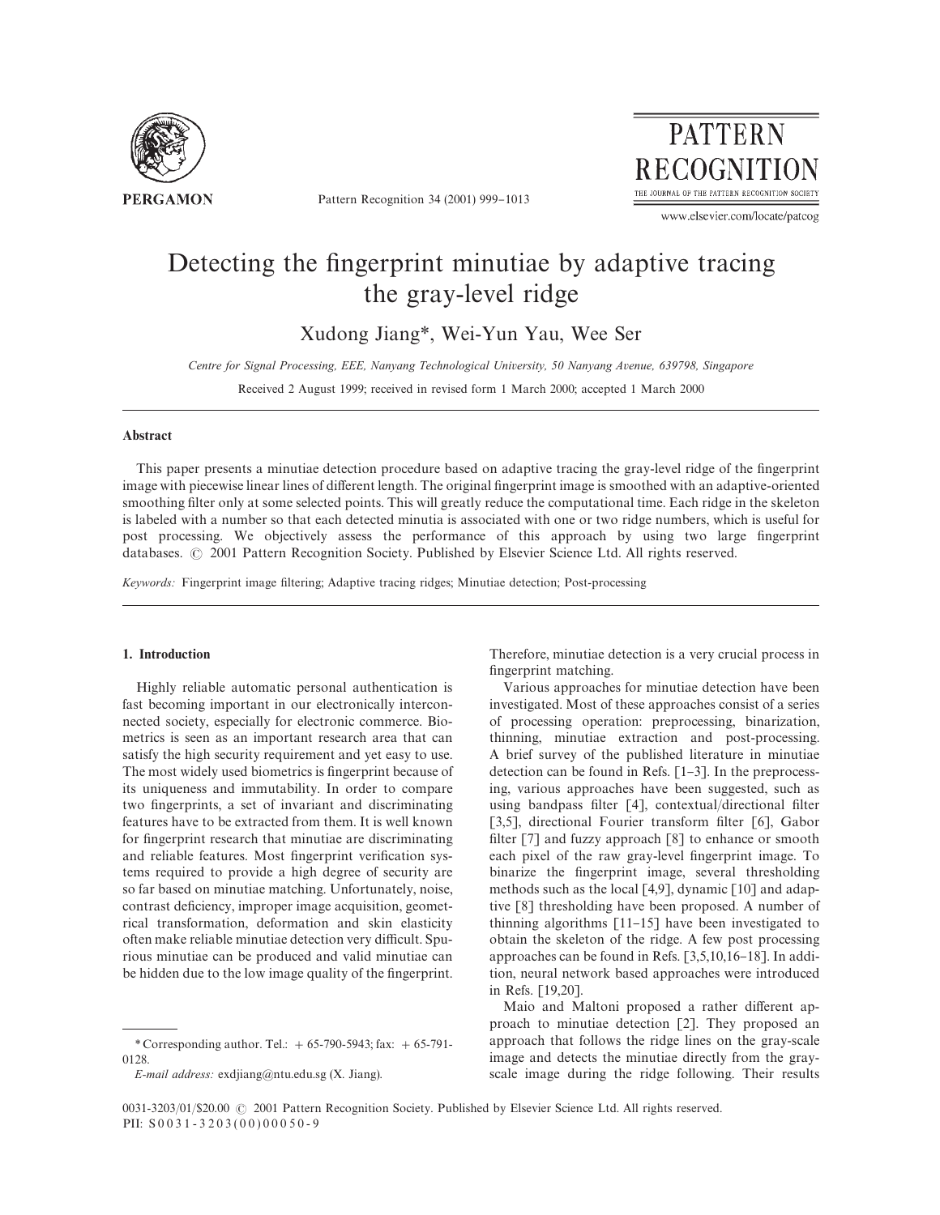# Detecting the fingerprint minutiae by adaptive tracing the gray-level ridge

Xudong Jiang*, Wei-Yun Yau, Wee Ser

*Centre for Signal Processing, EEE, Nanyang Technological University, 50 Nanyang Avenue, 639798, Singapore*

Received 2 August 1999; received in revised form 1 March 2000; accepted 1 March 2000

## Abstract

This paper presents a minutiae detection procedure based on adaptive tracing the gray-level ridge of the fingerprint image with piecewise linear lines of different length. The original fingerprint image is smoothed with an adaptive-oriented smoothing filter only at some selected points. This will greatly reduce the computational time. Each ridge in the skeleton is labeled with a number so that each detected minutia is associated with one or two ridge numbers, which is useful for post processing. We objectively assess the performance of this approach by using two large fingerprint databases. © 2001 Pattern Recognition Society. Published by Elsevier Science Ltd. All rights reserved.

*Keywords:* Fingerprint image filtering; Adaptive tracing ridges; Minutiae detection; Post-processing

## 1. Introduction

Highly reliable automatic personal authentication is fast becoming important in our electronically interconnected society, especially for electronic commerce. Biometrics is seen as an important research area that can satisfy the high security requirement and yet easy to use. The most widely used biometrics is fingerprint because of its uniqueness and immutability. In order to compare two fingerprints, a set of invariant and discriminating features have to be extracted from them. It is well known for fingerprint research that minutiae are discriminating and reliable features. Most fingerprint verification systems required to provide a high degree of security are so far based on minutiae matching. Unfortunately, noise, contrast deficiency, improper image acquisition, geometrical transformation, deformation and skin elasticity often make reliable minutiae detection very difficult. Spurious minutiae can be produced and valid minutiae can be hidden due to the low image quality of the fingerprint. Therefore, minutiae detection is a very crucial process in fingerprint matching.

Various approaches for minutiae detection have been investigated. Most of these approaches consist of a series of processing operation: preprocessing, binarization, thinning, minutiae extraction and post-processing. A brief survey of the published literature in minutiae detection can be found in Refs. [1–3]. In the preprocessing, various approaches have been suggested, such as using bandpass filter [4], contextual/directional filter [3,5], directional Fourier transform filter [6], Gabor filter [7] and fuzzy approach [8] to enhance or smooth each pixel of the raw gray-level fingerprint image. To binarize the fingerprint image, several thresholding methods such as the local [4,9], dynamic [10] and adaptive [8] thresholding have been proposed. A number of thinning algorithms [11–15] have been investigated to obtain the skeleton of the ridge. A few post processing approaches can be found in Refs. [3,5,10,16–18]. In addition, neural network based approaches were introduced in Refs. [19,20].

Maio and Maltoni proposed a rather different approach to minutiae detection [2]. They proposed an approach that follows the ridge lines on the gray-scale image and detects the minutiae directly from the gray-scale image during the ridge following. Their results

---

\* Corresponding author. Tel.: + 65-790-5943; fax: + 65-791-0128.

*E-mail address:* exdjiang@ntu.edu.sg (X. Jiang).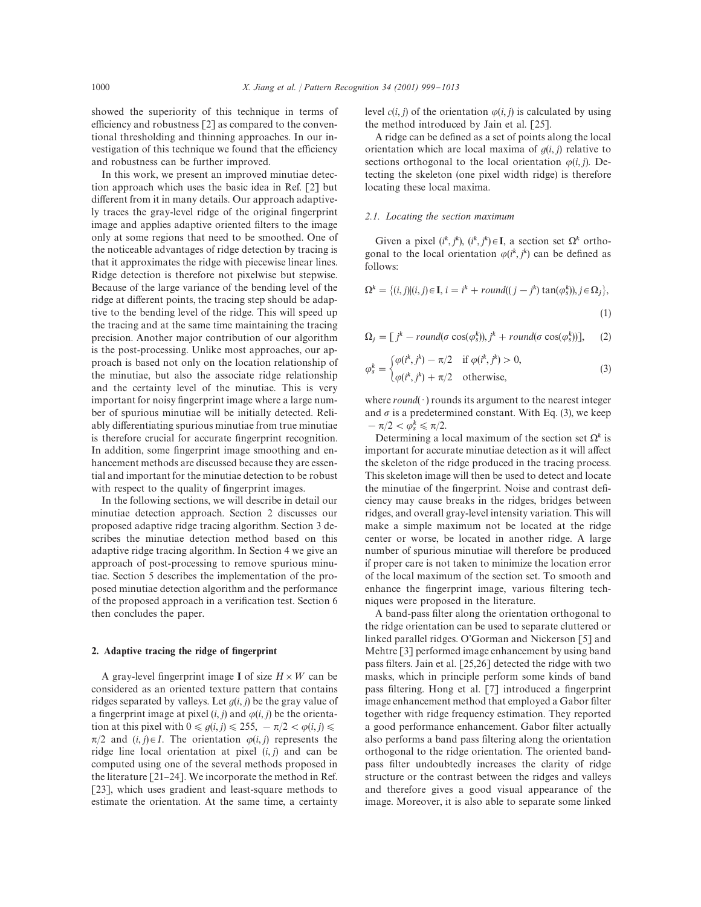showed the superiority of this technique in terms of efficiency and robustness [2] as compared to the conventional thresholding and thinning approaches. In our investigation of this technique we found that the efficiency and robustness can be further improved.

In this work, we present an improved minutiae detection approach which uses the basic idea in Ref. [2] but different from it in many details. Our approach adaptively traces the gray-level ridge of the original fingerprint image and applies adaptive oriented filters to the image only at some regions that need to be smoothed. One of the noticeable advantages of ridge detection by tracing is that it approximates the ridge with piecewise linear lines. Ridge detection is therefore not pixelwise but stepwise. Because of the large variance of the bending level of the ridge at different points, the tracing step should be adaptive to the bending level of the ridge. This will speed up the tracing and at the same time maintaining the tracing precision. Another major contribution of our algorithm is the post-processing. Unlike most approaches, our approach is based not only on the location relationship of the minutiae, but also the associate ridge relationship and the certainty level of the minutiae. This is very important for noisy fingerprint image where a large number of spurious minutiae will be initially detected. Reliably differentiating spurious minutiae from true minutiae is therefore crucial for accurate fingerprint recognition. In addition, some fingerprint image smoothing and enhancement methods are discussed because they are essential and important for the minutiae detection to be robust with respect to the quality of fingerprint images.

In the following sections, we will describe in detail our minutiae detection approach. Section 2 discusses our proposed adaptive ridge tracing algorithm. Section 3 describes the minutiae detection method based on this adaptive ridge tracing algorithm. In Section 4 we give an approach of post-processing to remove spurious minutiae. Section 5 describes the implementation of the proposed minutiae detection algorithm and the performance of the proposed approach in a verification test. Section 6 then concludes the paper.

## 2. Adaptive tracing the ridge of fingerprint

A gray-level fingerprint image $\mathbf{I}$ of size $H \times W$ can be considered as an oriented texture pattern that contains ridges separated by valleys. Let $g(i,j)$ be the gray value of a fingerprint image at pixel $(i,j)$ and $\varphi(i,j)$ be the orientation at this pixel with $0 \leqslant g(i,j) \leqslant 255$, $-\pi/2 < \varphi(i,j) \leqslant \pi/2$ and $(i,j) \in I$. The orientation $\varphi(i,j)$ represents the ridge line local orientation at pixel $(i,j)$ and can be computed using one of the several methods proposed in the literature [21–24]. We incorporate the method in Ref. [23], which uses gradient and least-square methods to estimate the orientation. At the same time, a certainty level $c(i,j)$ of the orientation $\varphi(i,j)$ is calculated by using the method introduced by Jain et al. [25].

A ridge can be defined as a set of points along the local orientation which are local maxima of $g(i,j)$ relative to sections orthogonal to the local orientation $\varphi(i,j)$. Detecting the skeleton (one pixel width ridge) is therefore locating these local maxima.

### 2.1. Locating the section maximum

Given a pixel $(i^k, j^k)$, $(i^k, j^k) \in \mathbf{I}$, a section set $\Omega^k$ orthogonal to the local orientation $\varphi(i^k, j^k)$ can be defined as follows:

$$\Omega^k = \{(i,j) | (i,j) \in \mathbf{I},\ i = i^k + round((j - j^k)\tan(\varphi_s^k)),\ j \in \Omega_j\}, \tag{1}$$

$$\Omega_j = [\,j^k - round(\sigma \cos(\varphi_s^k)),\ j^k + round(\sigma \cos(\varphi_s^k))], \tag{2}$$

$$\varphi_s^k = \begin{cases} \varphi(i^k, j^k) - \pi/2 & \text{if } \varphi(i^k, j^k) > 0, \\ \varphi(i^k, j^k) + \pi/2 & \text{otherwise}, \end{cases} \tag{3}$$

where $round(\cdot)$ rounds its argument to the nearest integer and $\sigma$ is a predetermined constant. With Eq. (3), we keep $-\pi/2 < \varphi_s^k \leqslant \pi/2$.

Determining a local maximum of the section set $\Omega^k$ is important for accurate minutiae detection as it will affect the skeleton of the ridge produced in the tracing process. This skeleton image will then be used to detect and locate the minutiae of the fingerprint. Noise and contrast deficiency may cause breaks in the ridges, bridges between ridges, and overall gray-level intensity variation. This will make a simple maximum not be located at the ridge center or worse, be located in another ridge. A large number of spurious minutiae will therefore be produced if proper care is not taken to minimize the location error of the local maximum of the section set. To smooth and enhance the fingerprint image, various filtering techniques were proposed in the literature.

A band-pass filter along the orientation orthogonal to the ridge orientation can be used to separate cluttered or linked parallel ridges. O'Gorman and Nickerson [5] and Mehtre [3] performed image enhancement by using band pass filters. Jain et al. [25,26] detected the ridge with two masks, which in principle perform some kinds of band pass filtering. Hong et al. [7] introduced a fingerprint image enhancement method that employed a Gabor filter together with ridge frequency estimation. They reported a good performance enhancement. Gabor filter actually also performs a band pass filtering along the orientation orthogonal to the ridge orientation. The oriented band-pass filter undoubtedly increases the clarity of ridge structure or the contrast between the ridges and valleys and therefore gives a good visual appearance of the image. Moreover, it is also able to separate some linked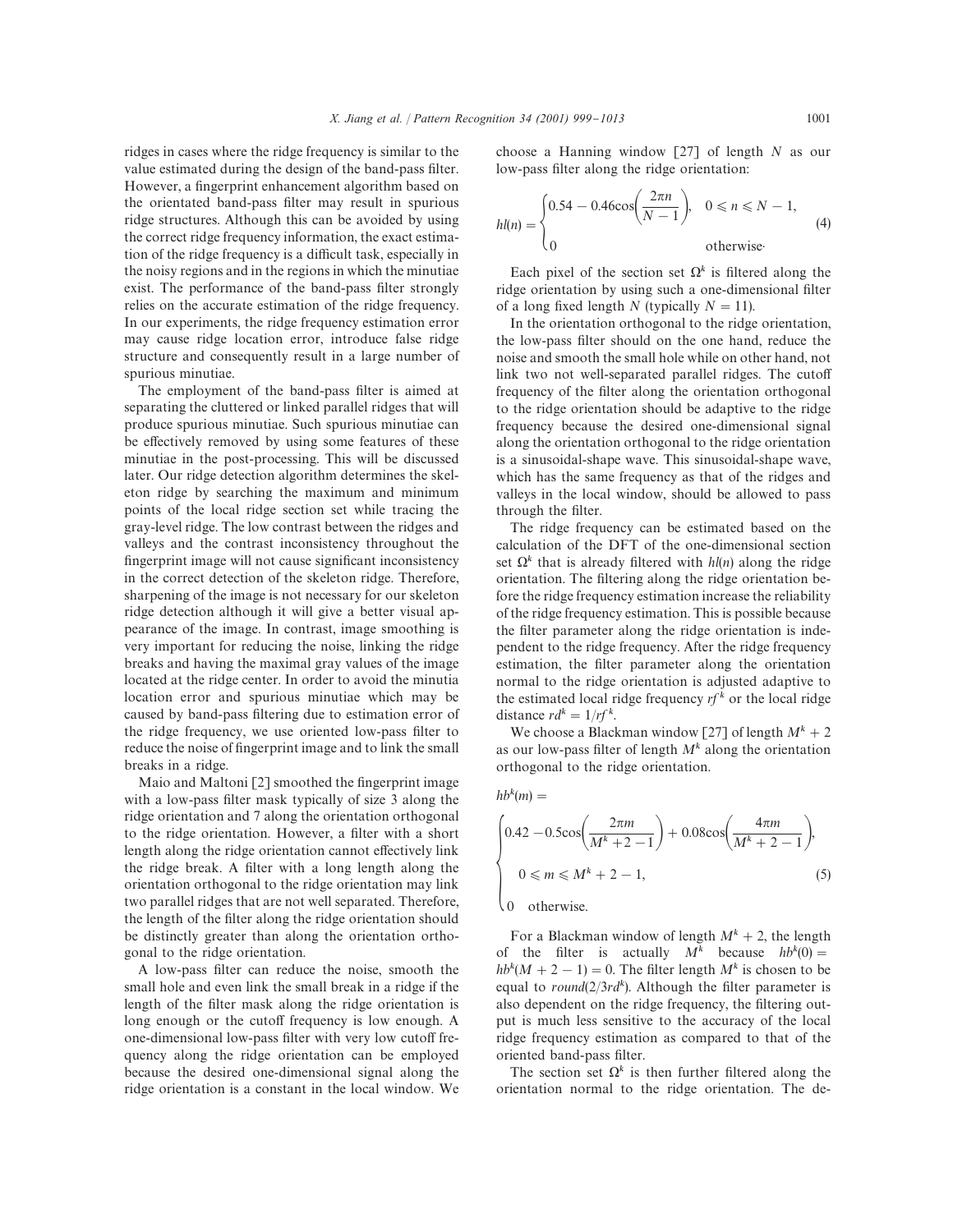ridges in cases where the ridge frequency is similar to the value estimated during the design of the band-pass filter. However, a fingerprint enhancement algorithm based on the orientated band-pass filter may result in spurious ridge structures. Although this can be avoided by using the correct ridge frequency information, the exact estimation of the ridge frequency is a difficult task, especially in the noisy regions and in the regions in which the minutiae exist. The performance of the band-pass filter strongly relies on the accurate estimation of the ridge frequency. In our experiments, the ridge frequency estimation error may cause ridge location error, introduce false ridge structure and consequently result in a large number of spurious minutiae.

The employment of the band-pass filter is aimed at separating the cluttered or linked parallel ridges that will produce spurious minutiae. Such spurious minutiae can be effectively removed by using some features of these minutiae in the post-processing. This will be discussed later. Our ridge detection algorithm determines the skeleton ridge by searching the maximum and minimum points of the local ridge section set while tracing the gray-level ridge. The low contrast between the ridges and valleys and the contrast inconsistency throughout the fingerprint image will not cause significant inconsistency in the correct detection of the skeleton ridge. Therefore, sharpening of the image is not necessary for our skeleton ridge detection although it will give a better visual appearance of the image. In contrast, image smoothing is very important for reducing the noise, linking the ridge breaks and having the maximal gray values of the image located at the ridge center. In order to avoid the minutia location error and spurious minutiae which may be caused by band-pass filtering due to estimation error of the ridge frequency, we use oriented low-pass filter to reduce the noise of fingerprint image and to link the small breaks in a ridge.

Maio and Maltoni [2] smoothed the fingerprint image with a low-pass filter mask typically of size 3 along the ridge orientation and 7 along the orientation orthogonal to the ridge orientation. However, a filter with a short length along the ridge orientation cannot effectively link the ridge break. A filter with a long length along the orientation orthogonal to the ridge orientation may link two parallel ridges that are not well separated. Therefore, the length of the filter along the ridge orientation should be distinctly greater than along the orientation orthogonal to the ridge orientation.

A low-pass filter can reduce the noise, smooth the small hole and even link the small break in a ridge if the length of the filter mask along the ridge orientation is long enough or the cutoff frequency is low enough. A one-dimensional low-pass filter with very low cutoff frequency along the ridge orientation can be employed because the desired one-dimensional signal along the ridge orientation is a constant in the local window. We choose a Hanning window [27] of length $N$ as our low-pass filter along the ridge orientation:

$$hl(n) = \begin{cases} 0.54 - 0.46\cos\left(\dfrac{2\pi n}{N-1}\right), & 0 \leqslant n \leqslant N-1, \\ 0 & \text{otherwise}\cdot \end{cases} \tag{4}$$

Each pixel of the section set $\Omega^k$ is filtered along the ridge orientation by using such a one-dimensional filter of a long fixed length $N$ (typically $N = 11$).

In the orientation orthogonal to the ridge orientation, the low-pass filter should on the one hand, reduce the noise and smooth the small hole while on other hand, not link two not well-separated parallel ridges. The cutoff frequency of the filter along the orientation orthogonal to the ridge orientation should be adaptive to the ridge frequency because the desired one-dimensional signal along the orientation orthogonal to the ridge orientation is a sinusoidal-shape wave. This sinusoidal-shape wave, which has the same frequency as that of the ridges and valleys in the local window, should be allowed to pass through the filter.

The ridge frequency can be estimated based on the calculation of the DFT of the one-dimensional section set $\Omega^k$ that is already filtered with $hl(n)$ along the ridge orientation. The filtering along the ridge orientation before the ridge frequency estimation increase the reliability of the ridge frequency estimation. This is possible because the filter parameter along the ridge orientation is independent to the ridge frequency. After the ridge frequency estimation, the filter parameter along the orientation normal to the ridge orientation is adjusted adaptive to the estimated local ridge frequency $rf^k$ or the local ridge distance $rd^k = 1/rf^k$.

We choose a Blackman window [27] of length $M^k + 2$ as our low-pass filter of length $M^k$ along the orientation orthogonal to the ridge orientation.

$$hb^k(m) = \begin{cases} 0.42 - 0.5\cos\left(\dfrac{2\pi m}{M^k+2-1}\right) + 0.08\cos\left(\dfrac{4\pi m}{M^k+2-1}\right), \\ \quad 0 \leqslant m \leqslant M^k + 2 - 1, \\ 0 \quad \text{otherwise}. \end{cases} \tag{5}$$

For a Blackman window of length $M^k + 2$, the length of the filter is actually $M^k$ because $hb^k(0) = hb^k(M + 2 - 1) = 0$. The filter length $M^k$ is chosen to be equal to $round(2/3rd^k)$. Although the filter parameter is also dependent on the ridge frequency, the filtering output is much less sensitive to the accuracy of the local ridge frequency estimation as compared to that of the oriented band-pass filter.

The section set $\Omega^k$ is then further filtered along the orientation normal to the ridge orientation. The de-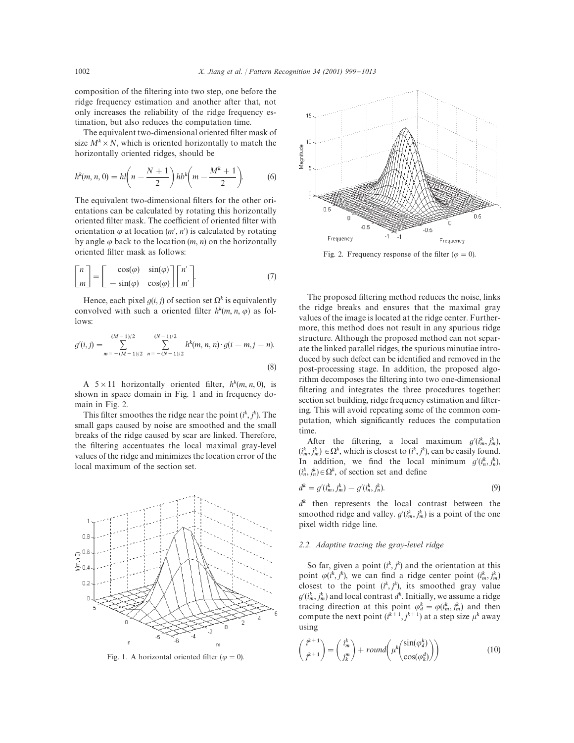composition of the filtering into two step, one before the ridge frequency estimation and another after that, not only increases the reliability of the ridge frequency estimation, but also reduces the computation time.

The equivalent two-dimensional oriented filter mask of size $M^k \times N$, which is oriented horizontally to match the horizontally oriented ridges, should be

$$h^k(m, n, 0) = hl\left(n - \frac{N+1}{2}\right) hb^k\left(m - \frac{M^k+1}{2}\right). \tag{6}$$

The equivalent two-dimensional filters for the other orientations can be calculated by rotating this horizontally oriented filter mask. The coefficient of oriented filter with orientation $\varphi$ at location $(m', n')$ is calculated by rotating by angle $\varphi$ back to the location $(m, n)$ on the horizontally oriented filter mask as follows:

$$\begin{bmatrix} n \\ m \end{bmatrix} = \begin{bmatrix} \cos(\varphi) & \sin(\varphi) \\ -\sin(\varphi) & \cos(\varphi) \end{bmatrix} \begin{bmatrix} n' \\ m' \end{bmatrix}. \tag{7}$$

Hence, each pixel $g(i, j)$ of section set $\Omega^k$ is equivalently convolved with such a oriented filter $h^k(m, n, \varphi)$ as follows:

$$g'(i, j) = \sum_{m=-(M-1)/2}^{(M-1)/2} \sum_{n=-(N-1)/2}^{(N-1)/2} h^k(m, n, n) \cdot g(i-m, j-n). \tag{8}$$

A $5 \times 11$ horizontally oriented filter, $h^k(m, n, 0)$, is shown in space domain in Fig. 1 and in frequency domain in Fig. 2.

This filter smoothes the ridge near the point $(i^k, j^k)$. The small gaps caused by noise are smoothed and the small breaks of the ridge caused by scar are linked. Therefore, the filtering accentuates the local maximal gray-level values of the ridge and minimizes the location error of the local maximum of the section set.

Fig. 1. A horizontal oriented filter ($\varphi = 0$).

Fig. 2. Frequency response of the filter ($\varphi = 0$).

The proposed filtering method reduces the noise, links the ridge breaks and ensures that the maximal gray values of the image is located at the ridge center. Furthermore, this method does not result in any spurious ridge structure. Although the proposed method can not separate the linked parallel ridges, the spurious minutiae introduced by such defect can be identified and removed in the post-processing stage. In addition, the proposed algorithm decomposes the filtering into two one-dimensional filtering and integrates the three procedures together: section set building, ridge frequency estimation and filtering. This will avoid repeating some of the common computation, which significantly reduces the computation time.

After the filtering, a local maximum $g'(i_m^k, j_m^k)$, $(i_m^k, j_m^k) \in \Omega^k$, which is closest to $(i^k, j^k)$, can be easily found. In addition, we find the local minimum $g'(i_n^k, j_n^k)$, $(i_n^k, j_n^k) \in \Omega^k$, of section set and define

$$d^k = g'(i_m^k, j_m^k) - g'(i_n^k, j_n^k). \tag{9}$$

$d^k$ then represents the local contrast between the smoothed ridge and valley. $g'(i_m^k, j_m^k)$ is a point of the one pixel width ridge line.

### 2.2. Adaptive tracing the gray-level ridge

So far, given a point $(i^k, j^k)$ and the orientation at this point $\varphi(i^k, j^k)$, we can find a ridge center point $(i_m^k, j_m^k)$ closest to the point $(i^k, j^k)$, its smoothed gray value $g'(i_m^k, j_m^k)$ and local contrast $d^k$. Initially, we assume a ridge tracing direction at this point $\varphi_d^k = \varphi(i_m^k, j_m^k)$ and then compute the next point $(i^{k+1}, j^{k+1})$ at a step size $\mu^k$ away using

$$\begin{pmatrix} i^{k+1} \\ j^{k+1} \end{pmatrix} = \begin{pmatrix} i_m^k \\ j_k^m \end{pmatrix} + round\left(\mu^k \begin{pmatrix} \sin(\varphi_d^k) \\ \cos(\varphi_k^d) \end{pmatrix}\right) \tag{10}$$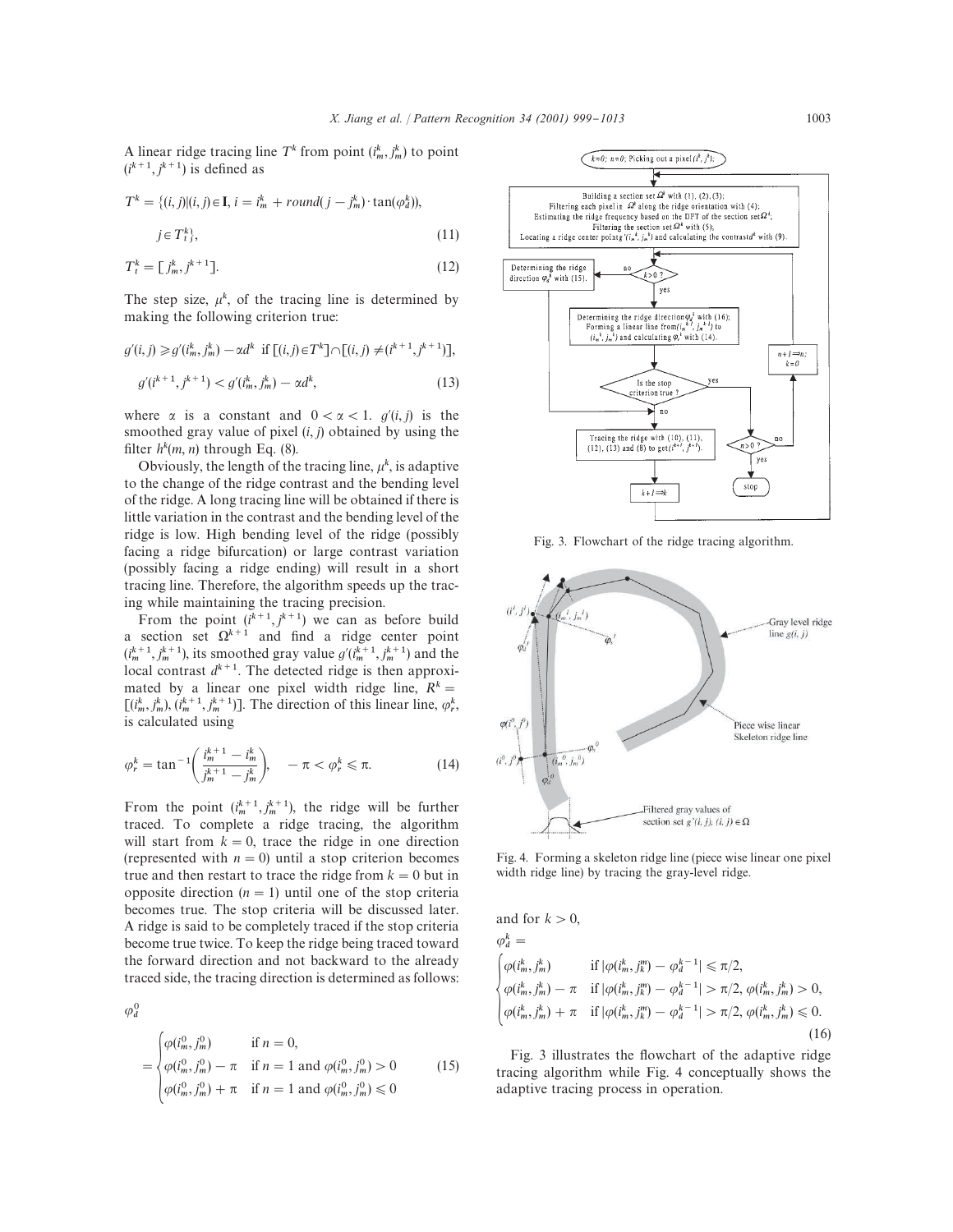A linear ridge tracing line $T^k$ from point $(i_m^k, j_m^k)$ to point $(i^{k+1}, j^{k+1})$ is defined as

$$T^k = \{(i,j) | (i,j) \in \mathbf{I},\ i = i_m^k + round(j - j_m^k) \cdot \tan(\varphi_d^k)),\ j \in T_t^k\}, \tag{11}$$

$$T_t^k = [\,j_m^k, j^{k+1}]. \tag{12}$$

The step size, $\mu^k$, of the tracing line is determined by making the following criterion true:

$$g'(i,j) \geqslant g'(i_m^k, j_m^k) - \alpha d^k \ \text{ if } [(i,j) \in T^k] \cap [(i,j) \neq (i^{k+1}, j^{k+1})],$$

$$g'(i^{k+1}, j^{k+1}) < g'(i_m^k, j_m^k) - \alpha d^k, \tag{13}$$

where $\alpha$ is a constant and $0 < \alpha < 1$. $g'(i,j)$ is the smoothed gray value of pixel $(i,j)$ obtained by using the filter $h^k(m,n)$ through Eq. (8).

Obviously, the length of the tracing line, $\mu^k$, is adaptive to the change of the ridge contrast and the bending level of the ridge. A long tracing line will be obtained if there is little variation in the contrast and the bending level of the ridge is low. High bending level of the ridge (possibly facing a ridge bifurcation) or large contrast variation (possibly facing a ridge ending) will result in a short tracing line. Therefore, the algorithm speeds up the tracing while maintaining the tracing precision.

From the point $(i^{k+1}, j^{k+1})$ we can as before build a section set $\Omega^{k+1}$ and find a ridge center point $(i_m^{k+1}, j_m^{k+1})$, its smoothed gray value $g'(i_m^{k+1}, j_m^{k+1})$ and the local contrast $d^{k+1}$. The detected ridge is then approximated by a linear one pixel width ridge line, $R^k = [(i_m^k, j_m^k), (i_m^{k+1}, j_m^{k+1})]$. The direction of this linear line, $\varphi_r^k$, is calculated using

$$\varphi_r^k = \tan^{-1}\left(\frac{i_m^{k+1} - i_m^k}{j_m^{k+1} - j_m^k}\right), \quad -\pi < \varphi_r^k \leqslant \pi. \tag{14}$$

From the point $(i_m^{k+1}, j_m^{k+1})$, the ridge will be further traced. To complete a ridge tracing, the algorithm will start from $k = 0$, trace the ridge in one direction (represented with $n = 0$) until a stop criterion becomes true and then restart to trace the ridge from $k = 0$ but in opposite direction ($n = 1$) until one of the stop criteria becomes true. The stop criteria will be discussed later. A ridge is said to be completely traced if the stop criteria become true twice. To keep the ridge being traced toward the forward direction and not backward to the already traced side, the tracing direction is determined as follows:

$$\varphi_d^0 = \begin{cases} \varphi(i_m^0, j_m^0) & \text{if } n = 0, \\ \varphi(i_m^0, j_m^0) - \pi & \text{if } n = 1 \text{ and } \varphi(i_m^0, j_m^0) > 0 \\ \varphi(i_m^0, j_m^0) + \pi & \text{if } n = 1 \text{ and } \varphi(i_m^0, j_m^0) \leqslant 0 \end{cases} \tag{15}$$

Fig. 3. Flowchart of the ridge tracing algorithm.

Fig. 4. Forming a skeleton ridge line (piece wise linear one pixel width ridge line) by tracing the gray-level ridge.

and for $k > 0$,

$$\varphi_d^k = \begin{cases} \varphi(i_m^k, j_m^k) & \text{if } |\varphi(i_m^k, j_k^m) - \varphi_d^{k-1}| \leqslant \pi/2, \\ \varphi(i_m^k, j_m^k) - \pi & \text{if } |\varphi(i_m^k, j_k^m) - \varphi_d^{k-1}| > \pi/2,\ \varphi(i_m^k, j_m^k) > 0, \\ \varphi(i_m^k, j_m^k) + \pi & \text{if } |\varphi(i_m^k, j_k^m) - \varphi_d^{k-1}| > \pi/2,\ \varphi(i_m^k, j_m^k) \leqslant 0. \end{cases} \tag{16}$$

Fig. 3 illustrates the flowchart of the adaptive ridge tracing algorithm while Fig. 4 conceptually shows the adaptive tracing process in operation.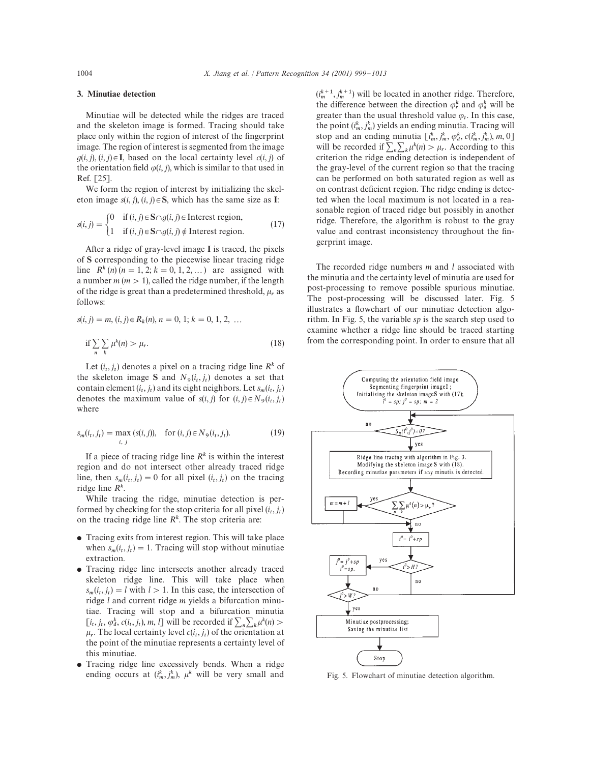## 3. Minutiae detection

Minutiae will be detected while the ridges are traced and the skeleton image is formed. Tracing should take place only within the region of interest of the fingerprint image. The region of interest is segmented from the image $g(i,j)$, $(i,j) \in \mathbf{I}$, based on the local certainty level $c(i,j)$ of the orientation field $\varphi(i,j)$, which is similar to that used in Ref. [25].

We form the region of interest by initializing the skeleton image $s(i,j)$, $(i,j) \in \mathbf{S}$, which has the same size as $\mathbf{I}$:

$$s(i,j) = \begin{cases} 0 & \text{if } (i,j) \in \mathbf{S} \cap g(i,j) \in \text{Interest region}, \\ 1 & \text{if } (i,j) \in \mathbf{S} \cap g(i,j) \notin \text{Interest region}. \end{cases} \tag{17}$$

After a ridge of gray-level image $\mathbf{I}$ is traced, the pixels of $\mathbf{S}$ corresponding to the piecewise linear tracing ridge line $R^k(n)$ $(n = 1, 2; k = 0, 1, 2, \ldots)$ are assigned with a number $m$ $(m > 1)$, called the ridge number, if the length of the ridge is great than a predetermined threshold, $\mu_r$ as follows:

$$s(i,j) = m, (i,j) \in R_k(n), n = 0, 1; k = 0, 1, 2, \ldots$$

$$\text{if} \sum_n \sum_k \mu^k(n) > \mu_r. \tag{18}$$

Let $(i_t, j_t)$ denotes a pixel on a tracing ridge line $R^k$ of the skeleton image $\mathbf{S}$ and $N_9(i_t, j_t)$ denotes a set that contain element $(i_t, j_t)$ and its eight neighbors. Let $s_m(i_t, j_t)$ denotes the maximum value of $s(i,j)$ for $(i,j) \in N_9(i_t, j_t)$ where

$$s_m(i_t, j_t) = \max_{i,j} (s(i,j)), \quad \text{for } (i,j) \in N_9(i_t, j_t). \tag{19}$$

If a piece of tracing ridge line $R^k$ is within the interest region and do not intersect other already traced ridge line, then $s_m(i_t, j_t) = 0$ for all pixel $(i_t, j_t)$ on the tracing ridge line $R^k$.

While tracing the ridge, minutiae detection is performed by checking for the stop criteria for all pixel $(i_t, j_t)$ on the tracing ridge line $R^k$. The stop criteria are:

- Tracing exits from interest region. This will take place when $s_m(i_t, j_t) = 1$. Tracing will stop without minutiae extraction.
- Tracing ridge line intersects another already traced skeleton ridge line. This will take place when $s_m(i_t, j_t) = l$ with $l > 1$. In this case, the intersection of ridge $l$ and current ridge $m$ yields a bifurcation minutiae. Tracing will stop and a bifurcation minutia $[i_t, j_t, \varphi_d^k, c(i_t, j_t), m, l]$ will be recorded if $\sum_n \sum_k \mu^k(n) > \mu_r$. The local certainty level $c(i_t, j_t)$ of the orientation at the point of the minutiae represents a certainty level of this minutiae.
- Tracing ridge line excessively bends. When a ridge ending occurs at $(i_m^k, j_m^k)$, $\mu^k$ will be very small and $(i_m^{k+1}, j_m^{k+1})$ will be located in another ridge. Therefore, the difference between the direction $\varphi_r^k$ and $\varphi_d^k$ will be greater than the usual threshold value $\varphi_t$. In this case, the point $(i_m^k, j_m^k)$ yields an ending minutia. Tracing will stop and an ending minutia $[i_m^k, j_m^k, \varphi_d^k, c(i_m^k, j_m^k), m, 0]$ will be recorded if $\sum_n \sum_k \mu^k(n) > \mu_r$. According to this criterion the ridge ending detection is independent of the gray-level of the current region so that the tracing can be performed on both saturated region as well as on contrast deficient region. The ridge ending is detected when the local maximum is not located in a reasonable region of traced ridge but possibly in another ridge. Therefore, the algorithm is robust to the gray value and contrast inconsistency throughout the fingerprint image.

The recorded ridge numbers $m$ and $l$ associated with the minutia and the certainty level of minutia are used for post-processing to remove possible spurious minutiae. The post-processing will be discussed later. Fig. 5 illustrates a flowchart of our minutiae detection algorithm. In Fig. 5, the variable $sp$ is the search step used to examine whether a ridge line should be traced starting from the corresponding point. In order to ensure that all

Fig. 5. Flowchart of minutiae detection algorithm.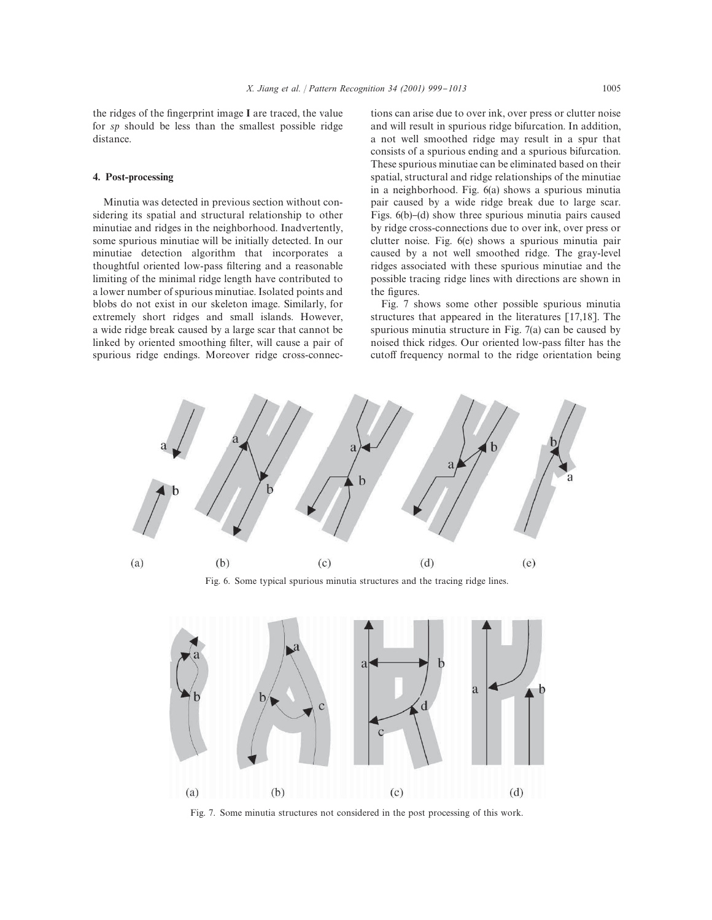the ridges of the fingerprint image **I** are traced, the value for *sp* should be less than the smallest possible ridge distance.

## 4. Post-processing

Minutia was detected in previous section without considering its spatial and structural relationship to other minutiae and ridges in the neighborhood. Inadvertently, some spurious minutiae will be initially detected. In our minutiae detection algorithm that incorporates a thoughtful oriented low-pass filtering and a reasonable limiting of the minimal ridge length have contributed to a lower number of spurious minutiae. Isolated points and blobs do not exist in our skeleton image. Similarly, for extremely short ridges and small islands. However, a wide ridge break caused by a large scar that cannot be linked by oriented smoothing filter, will cause a pair of spurious ridge endings. Moreover ridge cross-connections can arise due to over ink, over press or clutter noise and will result in spurious ridge bifurcation. In addition, a not well smoothed ridge may result in a spur that consists of a spurious ending and a spurious bifurcation. These spurious minutiae can be eliminated based on their spatial, structural and ridge relationships of the minutiae in a neighborhood. Fig. 6(a) shows a spurious minutia pair caused by a wide ridge break due to large scar. Figs. 6(b)–(d) show three spurious minutia pairs caused by ridge cross-connections due to over ink, over press or clutter noise. Fig. 6(e) shows a spurious minutia pair caused by a not well smoothed ridge. The gray-level ridges associated with these spurious minutiae and the possible tracing ridge lines with directions are shown in the figures.

Fig. 7 shows some other possible spurious minutia structures that appeared in the literatures [17,18]. The spurious minutia structure in Fig. 7(a) can be caused by noised thick ridges. Our oriented low-pass filter has the cutoff frequency normal to the ridge orientation being

Fig. 6. Some typical spurious minutia structures and the tracing ridge lines.

Fig. 7. Some minutia structures not considered in the post processing of this work.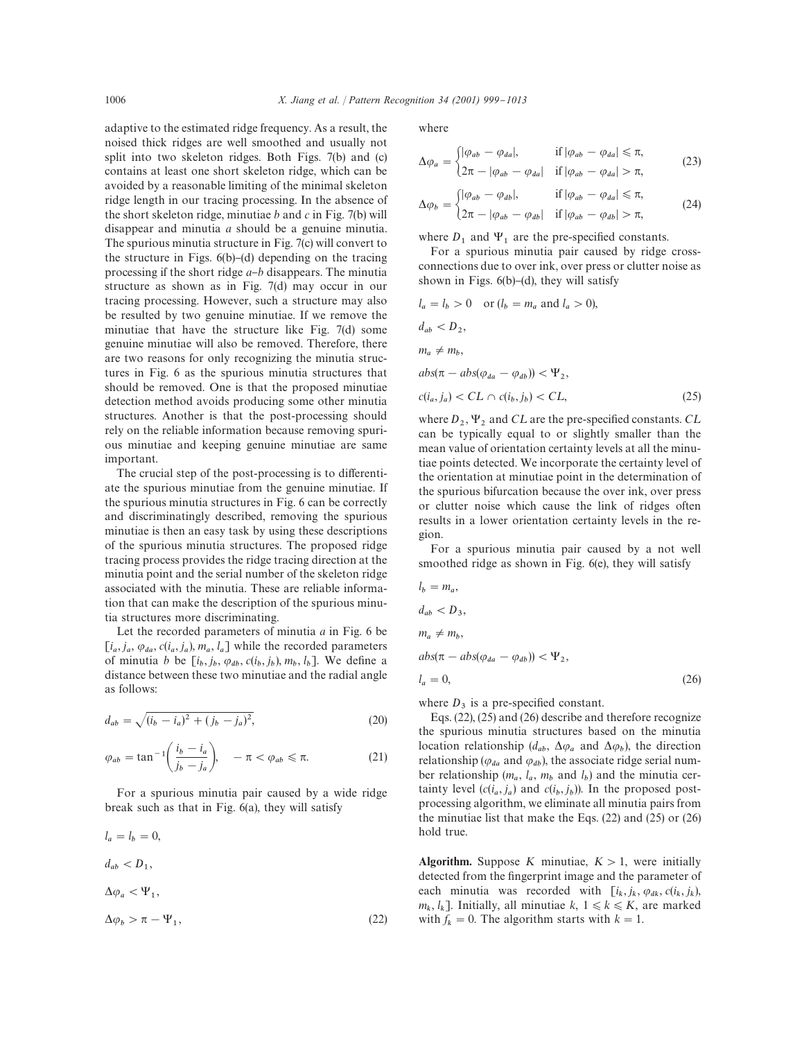adaptive to the estimated ridge frequency. As a result, the noised thick ridges are well smoothed and usually not split into two skeleton ridges. Both Figs. 7(b) and (c) contains at least one short skeleton ridge, which can be avoided by a reasonable limiting of the minimal skeleton ridge length in our tracing processing. In the absence of the short skeleton ridge, minutiae *b* and *c* in Fig. 7(b) will disappear and minutia *a* should be a genuine minutia. The spurious minutia structure in Fig. 7(c) will convert to the structure in Figs. 6(b)–(d) depending on the tracing processing if the short ridge *a*–*b* disappears. The minutia structure as shown as in Fig. 7(d) may occur in our tracing processing. However, such a structure may also be resulted by two genuine minutiae. If we remove the minutiae that have the structure like Fig. 7(d) some genuine minutiae will also be removed. Therefore, there are two reasons for only recognizing the minutia structures in Fig. 6 as the spurious minutia structures that should be removed. One is that the proposed minutiae detection method avoids producing some other minutia structures. Another is that the post-processing should rely on the reliable information because removing spurious minutiae and keeping genuine minutiae are same important.

The crucial step of the post-processing is to differentiate the spurious minutiae from the genuine minutiae. If the spurious minutia structures in Fig. 6 can be correctly and discriminatingly described, removing the spurious minutiae is then an easy task by using these descriptions of the spurious minutia structures. The proposed ridge tracing process provides the ridge tracing direction at the minutia point and the serial number of the skeleton ridge associated with the minutia. These are reliable information that can make the description of the spurious minutia structures more discriminating.

Let the recorded parameters of minutia *a* in Fig. 6 be $[i_a, j_a, \varphi_{da}, c(i_a, j_a), m_a, l_a]$ while the recorded parameters of minutia *b* be $[i_b, j_b, \varphi_{db}, c(i_b, j_b), m_b, l_b]$. We define a distance between these two minutiae and the radial angle as follows:

$$d_{ab} = \sqrt{(i_b - i_a)^2 + (j_b - j_a)^2}, \tag{20}$$

$$\varphi_{ab} = \tan^{-1}\left(\frac{i_b - i_a}{j_b - j_a}\right), \quad -\pi < \varphi_{ab} \leqslant \pi. \tag{21}$$

For a spurious minutia pair caused by a wide ridge break such as that in Fig. 6(a), they will satisfy

$$\begin{aligned} & l_a = l_b = 0, \\ & d_{ab} < D_1, \\ & \Delta\varphi_a < \Psi_1, \\ & \Delta\varphi_b > \pi - \Psi_1, \end{aligned} \tag{22}$$

where

$$\Delta\varphi_a = \begin{cases} |\varphi_{ab} - \varphi_{da}|, & \text{if } |\varphi_{ab} - \varphi_{da}| \leqslant \pi, \\ 2\pi - |\varphi_{ab} - \varphi_{da}| & \text{if } |\varphi_{ab} - \varphi_{da}| > \pi, \end{cases} \tag{23}$$

$$\Delta\varphi_b = \begin{cases} |\varphi_{ab} - \varphi_{db}|, & \text{if } |\varphi_{ab} - \varphi_{da}| \leqslant \pi, \\ 2\pi - |\varphi_{ab} - \varphi_{db}| & \text{if } |\varphi_{ab} - \varphi_{db}| > \pi, \end{cases} \tag{24}$$

where $D_1$ and $\Psi_1$ are the pre-specified constants.

For a spurious minutia pair caused by ridge cross-connections due to over ink, over press or clutter noise as shown in Figs. 6(b)–(d), they will satisfy

$$\begin{aligned} & l_a = l_b > 0 \quad \text{or } (l_b = m_a \text{ and } l_a > 0), \\ & d_{ab} < D_2, \\ & m_a \neq m_b, \\ & abs(\pi - abs(\varphi_{da} - \varphi_{db})) < \Psi_2, \\ & c(i_a, j_a) < CL \cap c(i_b, j_b) < CL, \end{aligned} \tag{25}$$

where $D_2$, $\Psi_2$ and $CL$ are the pre-specified constants. $CL$ can be typically equal to or slightly smaller than the mean value of orientation certainty levels at all the minutiae points detected. We incorporate the certainty level of the orientation at minutiae point in the determination of the spurious bifurcation because the over ink, over press or clutter noise which cause the link of ridges often results in a lower orientation certainty levels in the region.

For a spurious minutia pair caused by a not well smoothed ridge as shown in Fig. 6(e), they will satisfy

$$\begin{aligned} & l_b = m_a, \\ & d_{ab} < D_3, \\ & m_a \neq m_b, \\ & abs(\pi - abs(\varphi_{da} - \varphi_{db})) < \Psi_2, \\ & l_a = 0, \end{aligned} \tag{26}$$

where $D_3$ is a pre-specified constant.

Eqs. (22), (25) and (26) describe and therefore recognize the spurious minutia structures based on the minutia location relationship ($d_{ab}$, $\Delta\varphi_a$ and $\Delta\varphi_b$), the direction relationship ($\varphi_{da}$ and $\varphi_{db}$), the associate ridge serial number relationship ($m_a$, $l_a$, $m_b$ and $l_b$) and the minutia certainty level ($c(i_a, j_a)$ and $c(i_b, j_b)$). In the proposed post-processing algorithm, we eliminate all minutia pairs from the minutiae list that make the Eqs. (22) and (25) or (26) hold true.

**Algorithm.** Suppose $K$ minutiae, $K > 1$, were initially detected from the fingerprint image and the parameter of each minutia was recorded with $[i_k, j_k, \varphi_{dk}, c(i_k, j_k), m_k, l_k]$. Initially, all minutiae $k$, $1 \leqslant k \leqslant K$, are marked with $f_k = 0$. The algorithm starts with $k = 1$.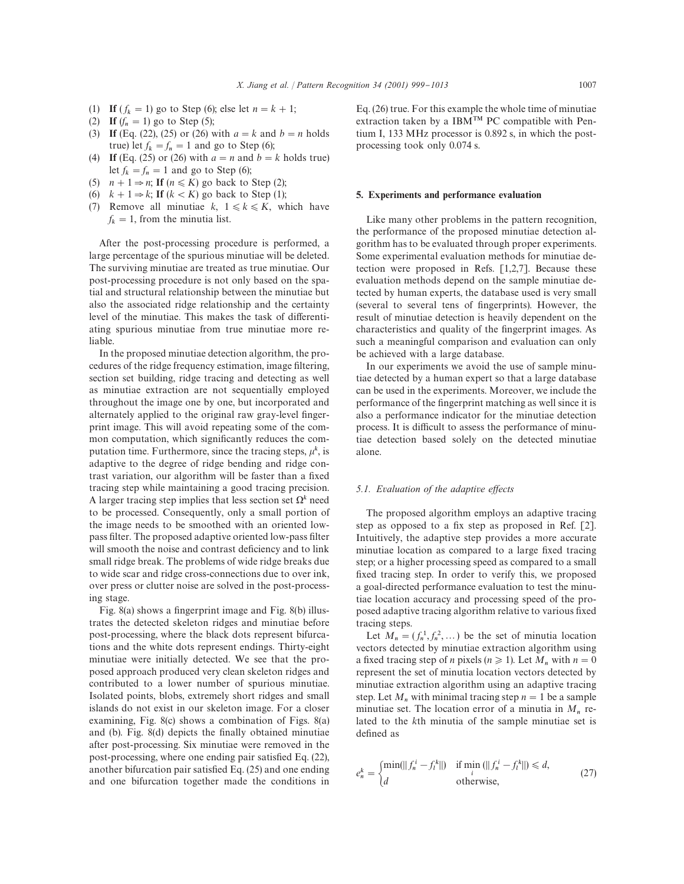(1) **If** ($f_k = 1$) go to Step (6); else let $n = k + 1$;
(2) **If** ($f_n = 1$) go to Step (5);
(3) **If** (Eq. (22), (25) or (26) with $a = k$ and $b = n$ holds true) let $f_k = f_n = 1$ and go to Step (6);
(4) **If** (Eq. (25) or (26) with $a = n$ and $b = k$ holds true) let $f_k = f_n = 1$ and go to Step (6);
(5) $n + 1 \Rightarrow n$; **If** ($n \leqslant K$) go back to Step (2);
(6) $k + 1 \Rightarrow k$; **If** ($k < K$) go back to Step (1);
(7) Remove all minutiae $k$, $1 \leqslant k \leqslant K$, which have $f_k = 1$, from the minutia list.

After the post-processing procedure is performed, a large percentage of the spurious minutiae will be deleted. The surviving minutiae are treated as true minutiae. Our post-processing procedure is not only based on the spatial and structural relationship between the minutiae but also the associated ridge relationship and the certainty level of the minutiae. This makes the task of differentiating spurious minutiae from true minutiae more reliable.

In the proposed minutiae detection algorithm, the procedures of the ridge frequency estimation, image filtering, section set building, ridge tracing and detecting as well as minutiae extraction are not sequentially employed throughout the image one by one, but incorporated and alternately applied to the original raw gray-level fingerprint image. This will avoid repeating some of the common computation, which significantly reduces the computation time. Furthermore, since the tracing steps, $\mu^k$, is adaptive to the degree of ridge bending and ridge contrast variation, our algorithm will be faster than a fixed tracing step while maintaining a good tracing precision. A larger tracing step implies that less section set $\Omega^k$ need to be processed. Consequently, only a small portion of the image needs to be smoothed with an oriented low-pass filter. The proposed adaptive oriented low-pass filter will smooth the noise and contrast deficiency and to link small ridge break. The problems of wide ridge breaks due to wide scar and ridge cross-connections due to over ink, over press or clutter noise are solved in the post-processing stage.

Fig. 8(a) shows a fingerprint image and Fig. 8(b) illustrates the detected skeleton ridges and minutiae before post-processing, where the black dots represent bifurcations and the white dots represent endings. Thirty-eight minutiae were initially detected. We see that the proposed approach produced very clean skeleton ridges and contributed to a lower number of spurious minutiae. Isolated points, blobs, extremely short ridges and small islands do not exist in our skeleton image. For a closer examining, Fig. 8(c) shows a combination of Figs. 8(a) and (b). Fig. 8(d) depicts the finally obtained minutiae after post-processing. Six minutiae were removed in the post-processing, where one ending pair satisfied Eq. (22), another bifurcation pair satisfied Eq. (25) and one ending and one bifurcation together made the conditions in Eq. (26) true. For this example the whole time of minutiae extraction taken by a IBM™ PC compatible with Pentium I, 133 MHz processor is 0.892 s, in which the post-processing took only 0.074 s.

## 5. Experiments and performance evaluation

Like many other problems in the pattern recognition, the performance of the proposed minutiae detection algorithm has to be evaluated through proper experiments. Some experimental evaluation methods for minutiae detection were proposed in Refs. [1,2,7]. Because these evaluation methods depend on the sample minutiae detected by human experts, the database used is very small (several to several tens of fingerprints). However, the result of minutiae detection is heavily dependent on the characteristics and quality of the fingerprint images. As such a meaningful comparison and evaluation can only be achieved with a large database.

In our experiments we avoid the use of sample minutiae detected by a human expert so that a large database can be used in the experiments. Moreover, we include the performance of the fingerprint matching as well since it is also a performance indicator for the minutiae detection process. It is difficult to assess the performance of minutiae detection based solely on the detected minutiae alone.

### 5.1. Evaluation of the adaptive effects

The proposed algorithm employs an adaptive tracing step as opposed to a fix step as proposed in Ref. [2]. Intuitively, the adaptive step provides a more accurate minutiae location as compared to a large fixed tracing step; or a higher processing speed as compared to a small fixed tracing step. In order to verify this, we proposed a goal-directed performance evaluation to test the minutiae location accuracy and processing speed of the proposed adaptive tracing algorithm relative to various fixed tracing steps.

Let $M_n = (f_n^1, f_n^2, \dots)$ be the set of minutia location vectors detected by minutiae extraction algorithm using a fixed tracing step of $n$ pixels ($n \geqslant 1$). Let $M_n$ with $n = 0$ represent the set of minutia location vectors detected by minutiae extraction algorithm using an adaptive tracing step. Let $M_n$ with minimal tracing step $n = 1$ be a sample minutiae set. The location error of a minutia in $M_n$ related to the $k$th minutia of the sample minutiae set is defined as

$$e_n^k = \begin{cases} \min(\| f_n^i - f_1^k \|) & \text{if } \min_i (\| f_n^i - f_1^k \|) \leqslant d, \\ d & \text{otherwise}, \end{cases} \tag{27}$$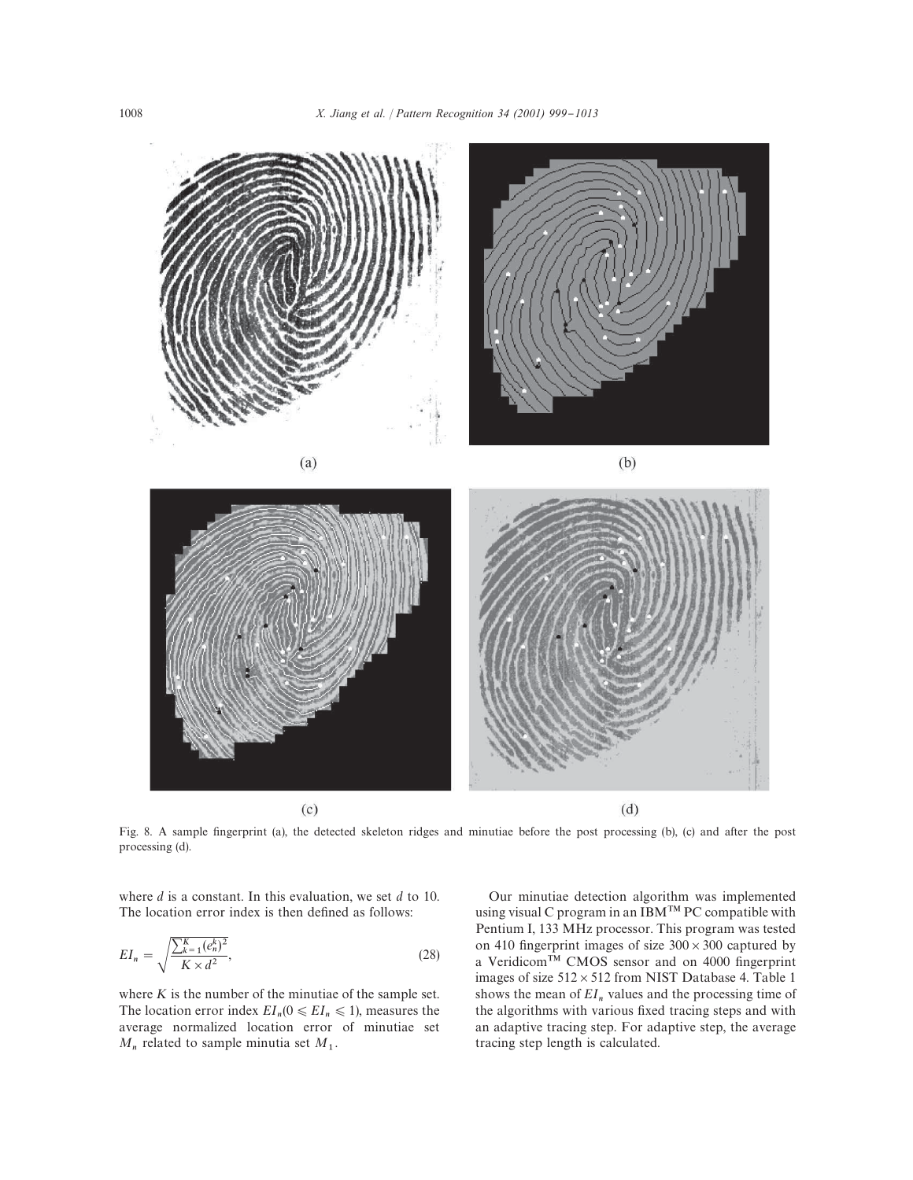(a)

(b)

(c)

(d)

Fig. 8. A sample fingerprint (a), the detected skeleton ridges and minutiae before the post processing (b), (c) and after the post processing (d).

where $d$ is a constant. In this evaluation, we set $d$ to 10. The location error index is then defined as follows:

$$EI_n = \sqrt{\frac{\sum_{k=1}^{K}(e_n^k)^2}{K \times d^2}}, \tag{28}$$

where $K$ is the number of the minutiae of the sample set. The location error index $EI_n (0 \leqslant EI_n \leqslant 1)$, measures the average normalized location error of minutiae set $M_n$ related to sample minutia set $M_1$.

Our minutiae detection algorithm was implemented using visual C program in an IBM™ PC compatible with Pentium I, 133 MHz processor. This program was tested on 410 fingerprint images of size $300 \times 300$ captured by a Veridicom™ CMOS sensor and on 4000 fingerprint images of size $512 \times 512$ from NIST Database 4. Table 1 shows the mean of $EI_n$ values and the processing time of the algorithms with various fixed tracing steps and with an adaptive tracing step. For adaptive step, the average tracing step length is calculated.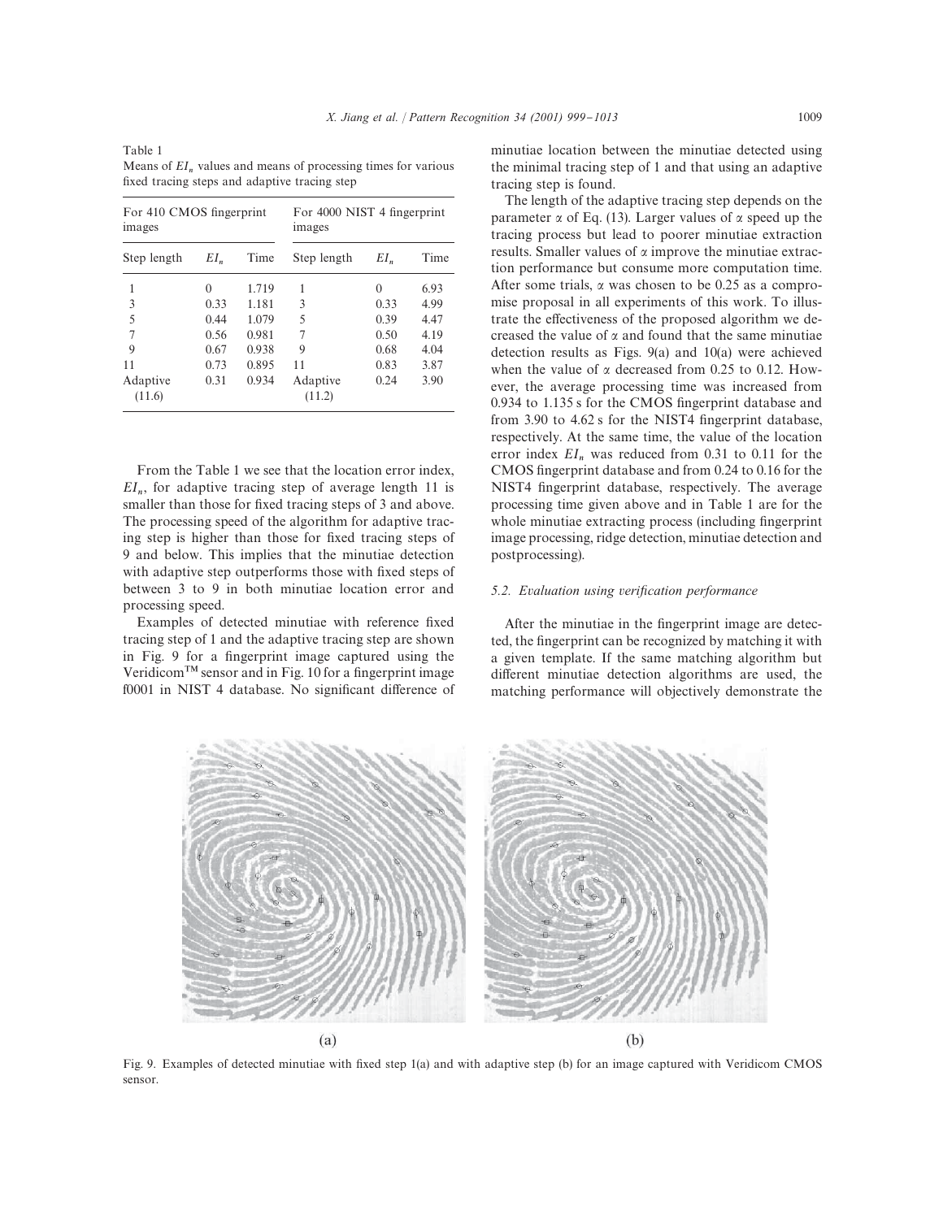Table 1
Means of $EI_n$ values and means of processing times for various fixed tracing steps and adaptive tracing step

| For 410 CMOS fingerprint images | | | For 4000 NIST 4 fingerprint images | | |
|---|---|---|---|---|---|
| Step length | $EI_n$ | Time | Step length | $EI_n$ | Time |
| 1 | 0 | 1.719 | 1 | 0 | 6.93 |
| 3 | 0.33 | 1.181 | 3 | 0.33 | 4.99 |
| 5 | 0.44 | 1.079 | 5 | 0.39 | 4.47 |
| 7 | 0.56 | 0.981 | 7 | 0.50 | 4.19 |
| 9 | 0.67 | 0.938 | 9 | 0.68 | 4.04 |
| 11 | 0.73 | 0.895 | 11 | 0.83 | 3.87 |
| Adaptive (11.6) | 0.31 | 0.934 | Adaptive (11.2) | 0.24 | 3.90 |

From the Table 1 we see that the location error index, $EI_n$, for adaptive tracing step of average length 11 is smaller than those for fixed tracing steps of 3 and above. The processing speed of the algorithm for adaptive tracing step is higher than those for fixed tracing steps of 9 and below. This implies that the minutiae detection with adaptive step outperforms those with fixed steps of between 3 to 9 in both minutiae location error and processing speed.

Examples of detected minutiae with reference fixed tracing step of 1 and the adaptive tracing step are shown in Fig. 9 for a fingerprint image captured using the Veridicom™ sensor and in Fig. 10 for a fingerprint image f0001 in NIST 4 database. No significant difference of minutiae location between the minutiae detected using the minimal tracing step of 1 and that using an adaptive tracing step is found.

The length of the adaptive tracing step depends on the parameter $\alpha$ of Eq. (13). Larger values of $\alpha$ speed up the tracing process but lead to poorer minutiae extraction results. Smaller values of $\alpha$ improve the minutiae extraction performance but consume more computation time. After some trials, $\alpha$ was chosen to be 0.25 as a compromise proposal in all experiments of this work. To illustrate the effectiveness of the proposed algorithm we decreased the value of $\alpha$ and found that the same minutiae detection results as Figs. 9(a) and 10(a) were achieved when the value of $\alpha$ decreased from 0.25 to 0.12. However, the average processing time was increased from 0.934 to 1.135 s for the CMOS fingerprint database and from 3.90 to 4.62 s for the NIST4 fingerprint database, respectively. At the same time, the value of the location error index $EI_n$ was reduced from 0.31 to 0.11 for the CMOS fingerprint database and from 0.24 to 0.16 for the NIST4 fingerprint database, respectively. The average processing time given above and in Table 1 are for the whole minutiae extracting process (including fingerprint image processing, ridge detection, minutiae detection and postprocessing).

### 5.2. Evaluation using verification performance

After the minutiae in the fingerprint image are detected, the fingerprint can be recognized by matching it with a given template. If the same matching algorithm but different minutiae detection algorithms are used, the matching performance will objectively demonstrate the

Fig. 9. Examples of detected minutiae with fixed step 1(a) and with adaptive step (b) for an image captured with Veridicom CMOS sensor.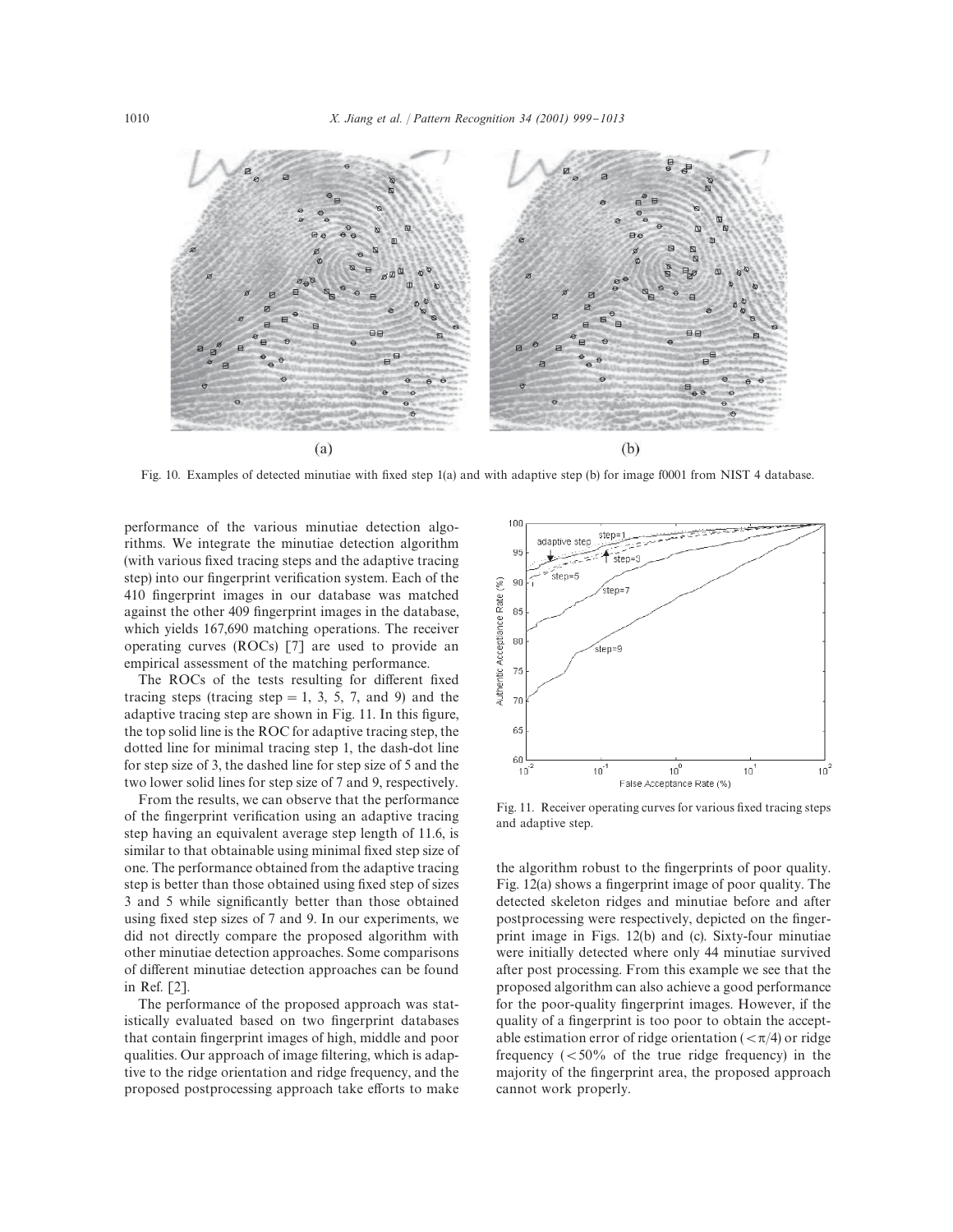Fig. 10. Examples of detected minutiae with fixed step 1(a) and with adaptive step (b) for image f0001 from NIST 4 database.

performance of the various minutiae detection algorithms. We integrate the minutiae detection algorithm (with various fixed tracing steps and the adaptive tracing step) into our fingerprint verification system. Each of the 410 fingerprint images in our database was matched against the other 409 fingerprint images in the database, which yields 167,690 matching operations. The receiver operating curves (ROCs) [7] are used to provide an empirical assessment of the matching performance.

The ROCs of the tests resulting for different fixed tracing steps (tracing step = 1, 3, 5, 7, and 9) and the adaptive tracing step are shown in Fig. 11. In this figure, the top solid line is the ROC for adaptive tracing step, the dotted line for minimal tracing step 1, the dash-dot line for step size of 3, the dashed line for step size of 5 and the two lower solid lines for step size of 7 and 9, respectively.

From the results, we can observe that the performance of the fingerprint verification using an adaptive tracing step having an equivalent average step length of 11.6, is similar to that obtainable using minimal fixed step size of one. The performance obtained from the adaptive tracing step is better than those obtained using fixed step of sizes 3 and 5 while significantly better than those obtained using fixed step sizes of 7 and 9. In our experiments, we did not directly compare the proposed algorithm with other minutiae detection approaches. Some comparisons of different minutiae detection approaches can be found in Ref. [2].

The performance of the proposed approach was statistically evaluated based on two fingerprint databases that contain fingerprint images of high, middle and poor qualities. Our approach of image filtering, which is adaptive to the ridge orientation and ridge frequency, and the proposed postprocessing approach take efforts to make

Fig. 11. Receiver operating curves for various fixed tracing steps and adaptive step.

the algorithm robust to the fingerprints of poor quality. Fig. 12(a) shows a fingerprint image of poor quality. The detected skeleton ridges and minutiae before and after postprocessing were respectively, depicted on the fingerprint image in Figs. 12(b) and (c). Sixty-four minutiae were initially detected where only 44 minutiae survived after post processing. From this example we see that the proposed algorithm can also achieve a good performance for the poor-quality fingerprint images. However, if the quality of a fingerprint is too poor to obtain the acceptable estimation error of ridge orientation ($<\pi/4$) or ridge frequency ($<50\%$ of the true ridge frequency) in the majority of the fingerprint area, the proposed approach cannot work properly.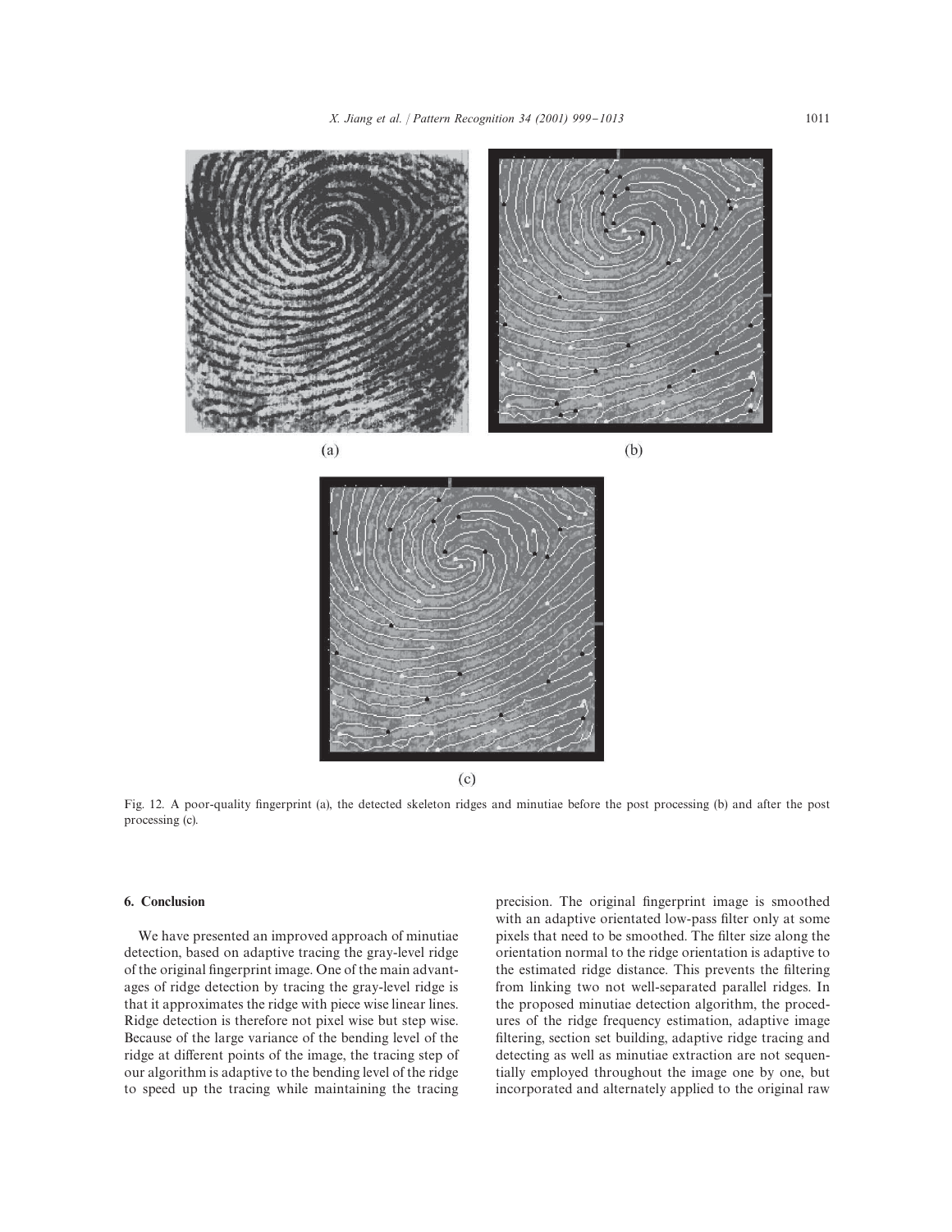(a)

(b)

(c)

Fig. 12. A poor-quality fingerprint (a), the detected skeleton ridges and minutiae before the post processing (b) and after the post processing (c).

## 6. Conclusion

We have presented an improved approach of minutiae detection, based on adaptive tracing the gray-level ridge of the original fingerprint image. One of the main advantages of ridge detection by tracing the gray-level ridge is that it approximates the ridge with piece wise linear lines. Ridge detection is therefore not pixel wise but step wise. Because of the large variance of the bending level of the ridge at different points of the image, the tracing step of our algorithm is adaptive to the bending level of the ridge to speed up the tracing while maintaining the tracing precision. The original fingerprint image is smoothed with an adaptive orientated low-pass filter only at some pixels that need to be smoothed. The filter size along the orientation normal to the ridge orientation is adaptive to the estimated ridge distance. This prevents the filtering from linking two not well-separated parallel ridges. In the proposed minutiae detection algorithm, the procedures of the ridge frequency estimation, adaptive image filtering, section set building, adaptive ridge tracing and detecting as well as minutiae extraction are not sequentially employed throughout the image one by one, but incorporated and alternately applied to the original raw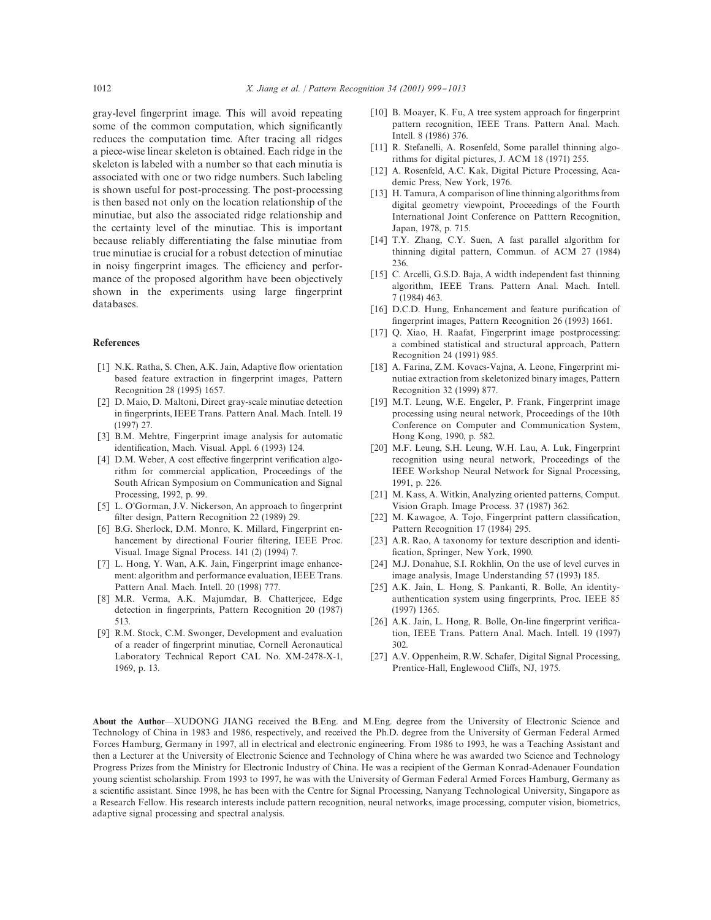gray-level fingerprint image. This will avoid repeating some of the common computation, which significantly reduces the computation time. After tracing all ridges a piece-wise linear skeleton is obtained. Each ridge in the skeleton is labeled with a number so that each minutia is associated with one or two ridge numbers. Such labeling is shown useful for post-processing. The post-processing is then based not only on the location relationship of the minutiae, but also the associated ridge relationship and the certainty level of the minutiae. This is important because reliably differentiating the false minutiae from true minutiae is crucial for a robust detection of minutiae in noisy fingerprint images. The efficiency and performance of the proposed algorithm have been objectively shown in the experiments using large fingerprint databases.

## References

[1] N.K. Ratha, S. Chen, A.K. Jain, Adaptive flow orientation based feature extraction in fingerprint images, Pattern Recognition 28 (1995) 1657.

[2] D. Maio, D. Maltoni, Direct gray-scale minutiae detection in fingerprints, IEEE Trans. Pattern Anal. Mach. Intell. 19 (1997) 27.

[3] B.M. Mehtre, Fingerprint image analysis for automatic identification, Mach. Visual. Appl. 6 (1993) 124.

[4] D.M. Weber, A cost effective fingerprint verification algorithm for commercial application, Proceedings of the South African Symposium on Communication and Signal Processing, 1992, p. 99.

[5] L. O'Gorman, J.V. Nickerson, An approach to fingerprint filter design, Pattern Recognition 22 (1989) 29.

[6] B.G. Sherlock, D.M. Monro, K. Millard, Fingerprint enhancement by directional Fourier filtering, IEEE Proc. Visual. Image Signal Process. 141 (2) (1994) 7.

[7] L. Hong, Y. Wan, A.K. Jain, Fingerprint image enhancement: algorithm and performance evaluation, IEEE Trans. Pattern Anal. Mach. Intell. 20 (1998) 777.

[8] M.R. Verma, A.K. Majumdar, B. Chatterjeee, Edge detection in fingerprints, Pattern Recognition 20 (1987) 513.

[9] R.M. Stock, C.M. Swonger, Development and evaluation of a reader of fingerprint minutiae, Cornell Aeronautical Laboratory Technical Report CAL No. XM-2478-X-1, 1969, p. 13.

[10] B. Moayer, K. Fu, A tree system approach for fingerprint pattern recognition, IEEE Trans. Pattern Anal. Mach. Intell. 8 (1986) 376.

[11] R. Stefanelli, A. Rosenfeld, Some parallel thinning algorithms for digital pictures, J. ACM 18 (1971) 255.

[12] A. Rosenfeld, A.C. Kak, Digital Picture Processing, Academic Press, New York, 1976.

[13] H. Tamura, A comparison of line thinning algorithms from digital geometry viewpoint, Proceedings of the Fourth International Joint Conference on Patttern Recognition, Japan, 1978, p. 715.

[14] T.Y. Zhang, C.Y. Suen, A fast parallel algorithm for thinning digital pattern, Commun. of ACM 27 (1984) 236.

[15] C. Arcelli, G.S.D. Baja, A width independent fast thinning algorithm, IEEE Trans. Pattern Anal. Mach. Intell. 7 (1984) 463.

[16] D.C.D. Hung, Enhancement and feature purification of fingerprint images, Pattern Recognition 26 (1993) 1661.

[17] Q. Xiao, H. Raafat, Fingerprint image postprocessing: a combined statistical and structural approach, Pattern Recognition 24 (1991) 985.

[18] A. Farina, Z.M. Kovacs-Vajna, A. Leone, Fingerprint minutiae extraction from skeletonized binary images, Pattern Recognition 32 (1999) 877.

[19] M.T. Leung, W.E. Engeler, P. Frank, Fingerprint image processing using neural network, Proceedings of the 10th Conference on Computer and Communication System, Hong Kong, 1990, p. 582.

[20] M.F. Leung, S.H. Leung, W.H. Lau, A. Luk, Fingerprint recognition using neural network, Proceedings of the IEEE Workshop Neural Network for Signal Processing, 1991, p. 226.

[21] M. Kass, A. Witkin, Analyzing oriented patterns, Comput. Vision Graph. Image Process. 37 (1987) 362.

[22] M. Kawagoe, A. Tojo, Fingerprint pattern classification, Pattern Recognition 17 (1984) 295.

[23] A.R. Rao, A taxonomy for texture description and identification, Springer, New York, 1990.

[24] M.J. Donahue, S.I. Rokhlin, On the use of level curves in image analysis, Image Understanding 57 (1993) 185.

[25] A.K. Jain, L. Hong, S. Pankanti, R. Bolle, An identity-authentication system using fingerprints, Proc. IEEE 85 (1997) 1365.

[26] A.K. Jain, L. Hong, R. Bolle, On-line fingerprint verification, IEEE Trans. Pattern Anal. Mach. Intell. 19 (1997) 302.

[27] A.V. Oppenheim, R.W. Schafer, Digital Signal Processing, Prentice-Hall, Englewood Cliffs, NJ, 1975.

**About the Author**—XUDONG JIANG received the B.Eng. and M.Eng. degree from the University of Electronic Science and Technology of China in 1983 and 1986, respectively, and received the Ph.D. degree from the University of German Federal Armed Forces Hamburg, Germany in 1997, all in electrical and electronic engineering. From 1986 to 1993, he was a Teaching Assistant and then a Lecturer at the University of Electronic Science and Technology of China where he was awarded two Science and Technology Progress Prizes from the Ministry for Electronic Industry of China. He was a recipient of the German Konrad-Adenauer Foundation young scientist scholarship. From 1993 to 1997, he was with the University of German Federal Armed Forces Hamburg, Germany as a scientific assistant. Since 1998, he has been with the Centre for Signal Processing, Nanyang Technological University, Singapore as a Research Fellow. His research interests include pattern recognition, neural networks, image processing, computer vision, biometrics, adaptive signal processing and spectral analysis.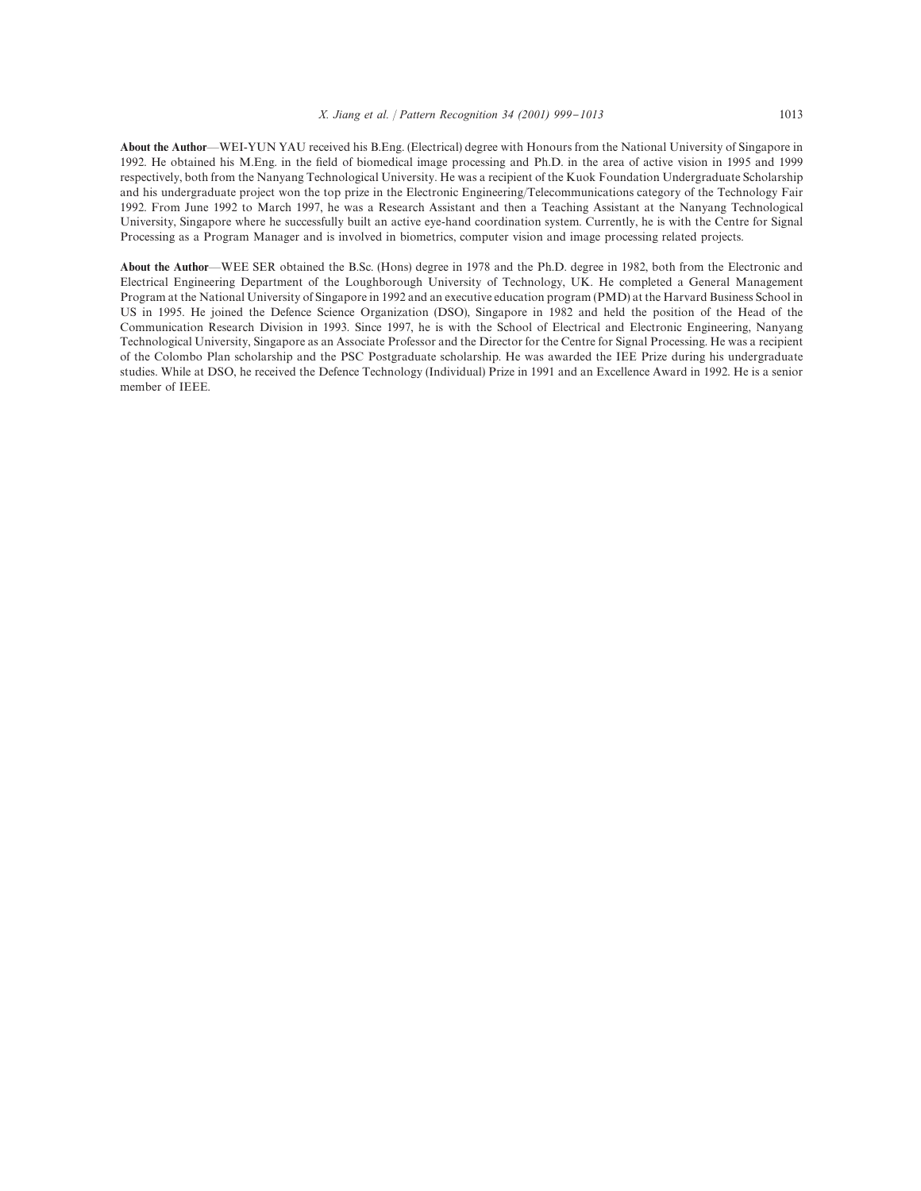**About the Author**—WEI-YUN YAU received his B.Eng. (Electrical) degree with Honours from the National University of Singapore in 1992. He obtained his M.Eng. in the field of biomedical image processing and Ph.D. in the area of active vision in 1995 and 1999 respectively, both from the Nanyang Technological University. He was a recipient of the Kuok Foundation Undergraduate Scholarship and his undergraduate project won the top prize in the Electronic Engineering/Telecommunications category of the Technology Fair 1992. From June 1992 to March 1997, he was a Research Assistant and then a Teaching Assistant at the Nanyang Technological University, Singapore where he successfully built an active eye-hand coordination system. Currently, he is with the Centre for Signal Processing as a Program Manager and is involved in biometrics, computer vision and image processing related projects.

**About the Author**—WEE SER obtained the B.Sc. (Hons) degree in 1978 and the Ph.D. degree in 1982, both from the Electronic and Electrical Engineering Department of the Loughborough University of Technology, UK. He completed a General Management Program at the National University of Singapore in 1992 and an executive education program (PMD) at the Harvard Business School in US in 1995. He joined the Defence Science Organization (DSO), Singapore in 1982 and held the position of the Head of the Communication Research Division in 1993. Since 1997, he is with the School of Electrical and Electronic Engineering, Nanyang Technological University, Singapore as an Associate Professor and the Director for the Centre for Signal Processing. He was a recipient of the Colombo Plan scholarship and the PSC Postgraduate scholarship. He was awarded the IEE Prize during his undergraduate studies. While at DSO, he received the Defence Technology (Individual) Prize in 1991 and an Excellence Award in 1992. He is a senior member of IEEE.